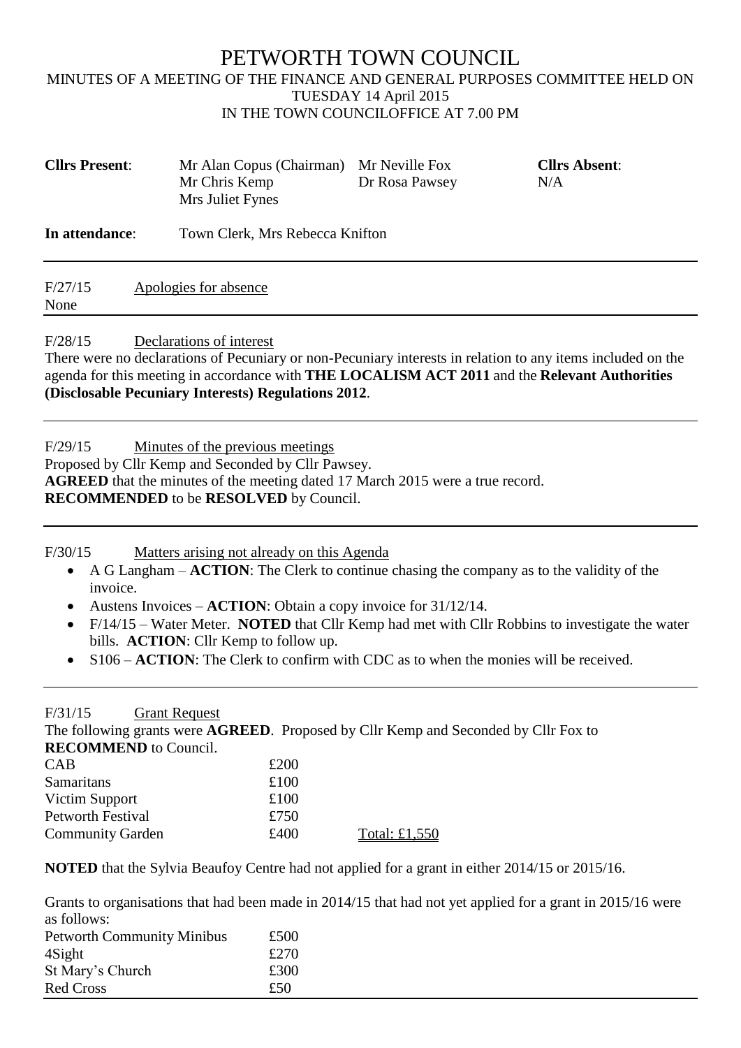# PETWORTH TOWN COUNCIL

MINUTES OF A MEETING OF THE FINANCE AND GENERAL PURPOSES COMMITTEE HELD ON TUESDAY 14 April 2015
IN THE TOWN COUNCILOFFICE AT 7.00 PM

| **Cllrs Present**: | Mr Alan Copus (Chairman) | Mr Neville Fox | **Cllrs Absent**: |
|---|---|---|---|
| | Mr Chris Kemp | Dr Rosa Pawsey | N/A |
| | Mrs Juliet Fynes | | |

**In attendance**: Town Clerk, Mrs Rebecca Knifton

---

F/27/15 Apologies for absence

None

---

F/28/15 Declarations of interest

There were no declarations of Pecuniary or non-Pecuniary interests in relation to any items included on the agenda for this meeting in accordance with **THE LOCALISM ACT 2011** and the **Relevant Authorities (Disclosable Pecuniary Interests) Regulations 2012**.

---

F/29/15 Minutes of the previous meetings

Proposed by Cllr Kemp and Seconded by Cllr Pawsey.

**AGREED** that the minutes of the meeting dated 17 March 2015 were a true record.

**RECOMMENDED** to be **RESOLVED** by Council.

---

F/30/15 Matters arising not already on this Agenda

- A G Langham – **ACTION**: The Clerk to continue chasing the company as to the validity of the invoice.
- Austens Invoices – **ACTION**: Obtain a copy invoice for 31/12/14.
- F/14/15 – Water Meter. **NOTED** that Cllr Kemp had met with Cllr Robbins to investigate the water bills. **ACTION**: Cllr Kemp to follow up.
- S106 – **ACTION**: The Clerk to confirm with CDC as to when the monies will be received.

---

F/31/15 Grant Request

The following grants were **AGREED**. Proposed by Cllr Kemp and Seconded by Cllr Fox to **RECOMMEND** to Council.

| | | |
|---|---|---|
| CAB | £200 | |
| Samaritans | £100 | |
| Victim Support | £100 | |
| Petworth Festival | £750 | |
| Community Garden | £400 | Total: £1,550 |

**NOTED** that the Sylvia Beaufoy Centre had not applied for a grant in either 2014/15 or 2015/16.

Grants to organisations that had been made in 2014/15 that had not yet applied for a grant in 2015/16 were as follows:

| | |
|---|---|
| Petworth Community Minibus | £500 |
| 4Sight | £270 |
| St Mary's Church | £300 |
| Red Cross | £50 |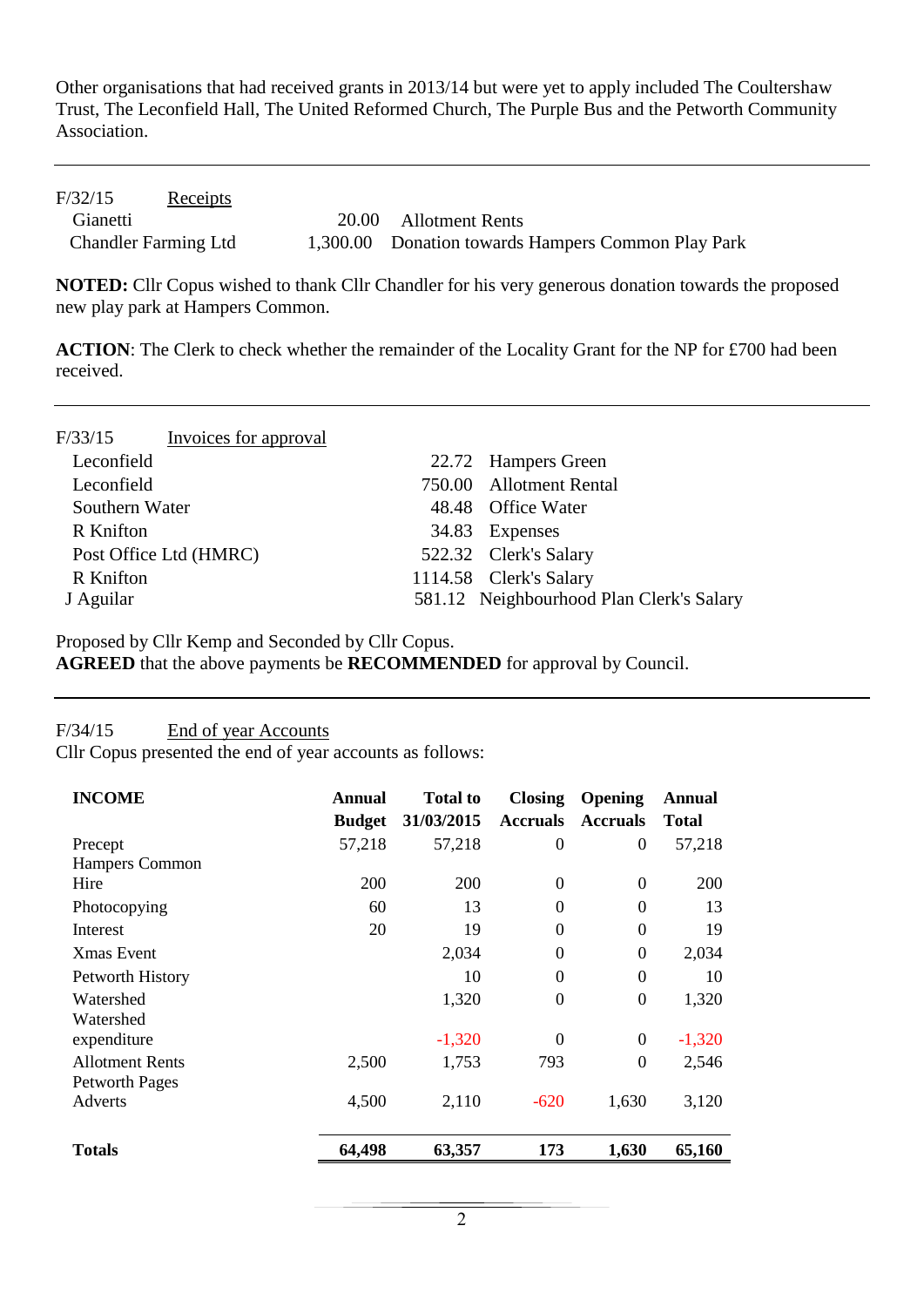Other organisations that had received grants in 2013/14 but were yet to apply included The Coultershaw Trust, The Leconfield Hall, The United Reformed Church, The Purple Bus and the Petworth Community Association.

---

F/32/15 Receipts

| | | |
|---|---|---|
| Gianetti | 20.00 | Allotment Rents |
| Chandler Farming Ltd | 1,300.00 | Donation towards Hampers Common Play Park |

**NOTED:** Cllr Copus wished to thank Cllr Chandler for his very generous donation towards the proposed new play park at Hampers Common.

**ACTION**: The Clerk to check whether the remainder of the Locality Grant for the NP for £700 had been received.

---

F/33/15 Invoices for approval

| | | |
|---|---|---|
| Leconfield | 22.72 | Hampers Green |
| Leconfield | 750.00 | Allotment Rental |
| Southern Water | 48.48 | Office Water |
| R Knifton | 34.83 | Expenses |
| Post Office Ltd (HMRC) | 522.32 | Clerk's Salary |
| R Knifton | 1114.58 | Clerk's Salary |
| J Aguilar | 581.12 | Neighbourhood Plan Clerk's Salary |

Proposed by Cllr Kemp and Seconded by Cllr Copus.
**AGREED** that the above payments be **RECOMMENDED** for approval by Council.

---

F/34/15 End of year Accounts

Cllr Copus presented the end of year accounts as follows:

| **INCOME** | **Annual Budget** | **Total to 31/03/2015** | **Closing Accruals** | **Opening Accruals** | **Annual Total** |
|---|---|---|---|---|---|
| Precept | 57,218 | 57,218 | 0 | 0 | 57,218 |
| Hampers Common Hire | 200 | 200 | 0 | 0 | 200 |
| Photocopying | 60 | 13 | 0 | 0 | 13 |
| Interest | 20 | 19 | 0 | 0 | 19 |
| Xmas Event | | 2,034 | 0 | 0 | 2,034 |
| Petworth History | | 10 | 0 | 0 | 10 |
| Watershed | | 1,320 | 0 | 0 | 1,320 |
| Watershed expenditure | | -1,320 | 0 | 0 | -1,320 |
| Allotment Rents | 2,500 | 1,753 | 793 | 0 | 2,546 |
| Petworth Pages Adverts | 4,500 | 2,110 | -620 | 1,630 | 3,120 |
| **Totals** | **64,498** | **63,357** | **173** | **1,630** | **65,160** |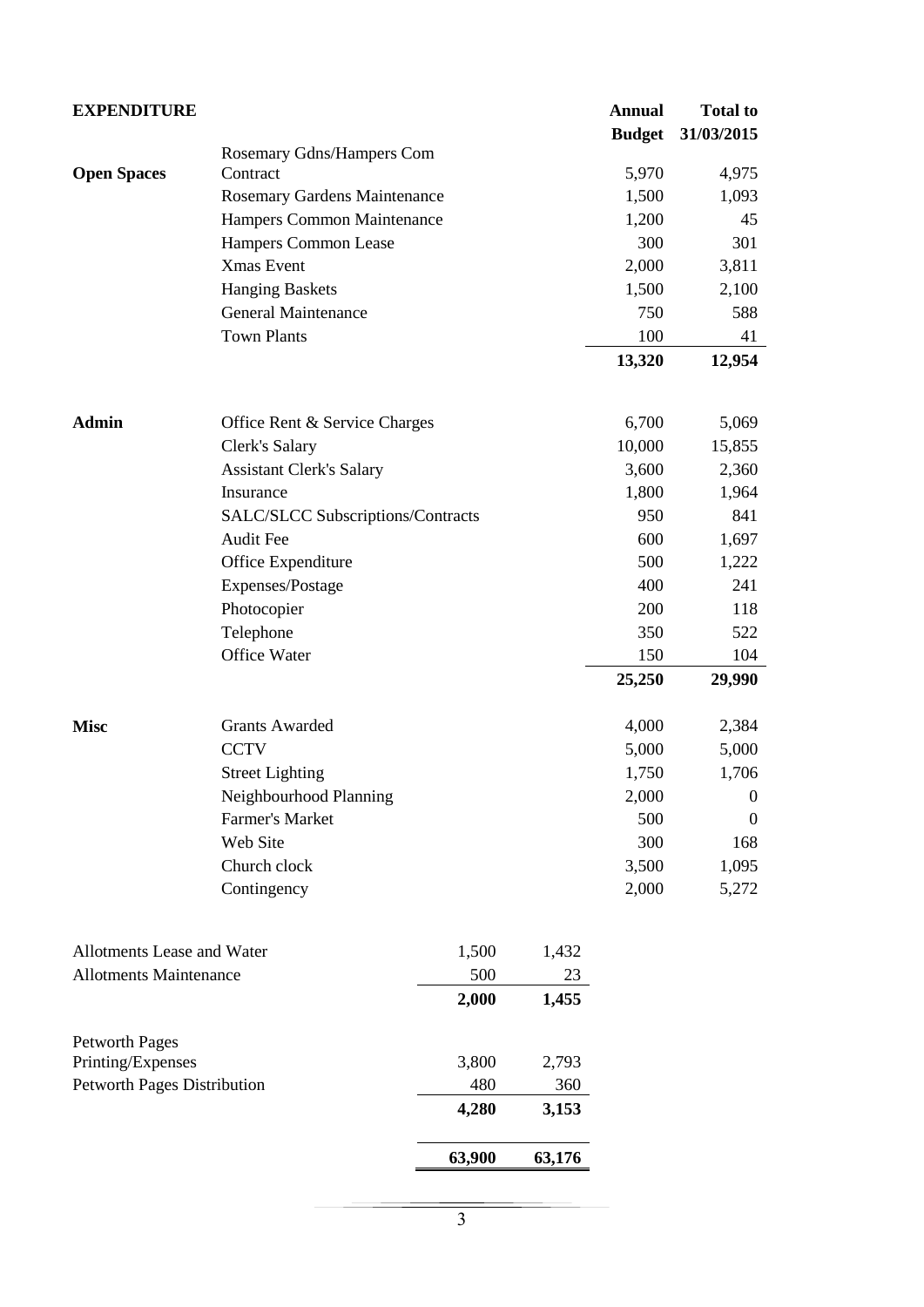**EXPENDITURE**

| | | Annual Budget | Total to 31/03/2015 |
|---|---|---|---|
| **Open Spaces** | Rosemary Gdns/Hampers Com Contract | 5,970 | 4,975 |
| | Rosemary Gardens Maintenance | 1,500 | 1,093 |
| | Hampers Common Maintenance | 1,200 | 45 |
| | Hampers Common Lease | 300 | 301 |
| | Xmas Event | 2,000 | 3,811 |
| | Hanging Baskets | 1,500 | 2,100 |
| | General Maintenance | 750 | 588 |
| | Town Plants | 100 | 41 |
| | | **13,320** | **12,954** |
| **Admin** | Office Rent & Service Charges | 6,700 | 5,069 |
| | Clerk's Salary | 10,000 | 15,855 |
| | Assistant Clerk's Salary | 3,600 | 2,360 |
| | Insurance | 1,800 | 1,964 |
| | SALC/SLCC Subscriptions/Contracts | 950 | 841 |
| | Audit Fee | 600 | 1,697 |
| | Office Expenditure | 500 | 1,222 |
| | Expenses/Postage | 400 | 241 |
| | Photocopier | 200 | 118 |
| | Telephone | 350 | 522 |
| | Office Water | 150 | 104 |
| | | **25,250** | **29,990** |
| **Misc** | Grants Awarded | 4,000 | 2,384 |
| | CCTV | 5,000 | 5,000 |
| | Street Lighting | 1,750 | 1,706 |
| | Neighbourhood Planning | 2,000 | 0 |
| | Farmer's Market | 500 | 0 |
| | Web Site | 300 | 168 |
| | Church clock | 3,500 | 1,095 |
| | Contingency | 2,000 | 5,272 |

| | | |
|---|---|---|
| Allotments Lease and Water | 1,500 | 1,432 |
| Allotments Maintenance | 500 | 23 |
| | **2,000** | **1,455** |
| Petworth Pages Printing/Expenses | 3,800 | 2,793 |
| Petworth Pages Distribution | 480 | 360 |
| | **4,280** | **3,153** |
| | **63,900** | **63,176** |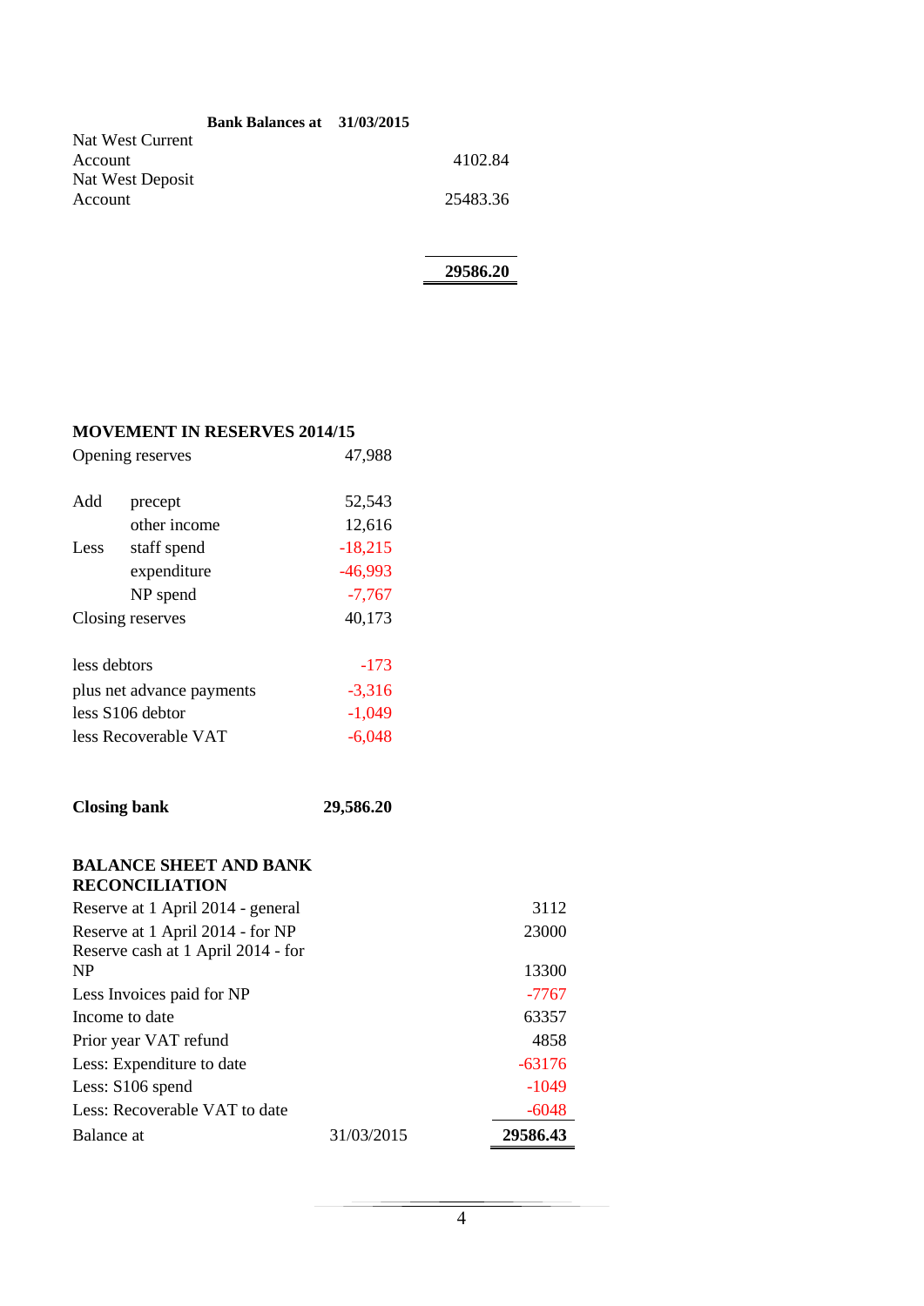**Bank Balances at 31/03/2015**

| | |
|---|---|
| Nat West Current Account | 4102.84 |
| Nat West Deposit Account | 25483.36 |
| | **29586.20** |

**MOVEMENT IN RESERVES 2014/15**

| | | |
|---|---|---|
| Opening reserves | | 47,988 |
| Add | precept | 52,543 |
| | other income | 12,616 |
| Less | staff spend | -18,215 |
| | expenditure | -46,993 |
| | NP spend | -7,767 |
| Closing reserves | | 40,173 |
| less debtors | | -173 |
| plus net advance payments | | -3,316 |
| less S106 debtor | | -1,049 |
| less Recoverable VAT | | -6,048 |
| **Closing bank** | | **29,586.20** |

**BALANCE SHEET AND BANK RECONCILIATION**

| | | |
|---|---|---|
| Reserve at 1 April 2014 - general | | 3112 |
| Reserve at 1 April 2014 - for NP | | 23000 |
| Reserve cash at 1 April 2014 - for NP | | 13300 |
| Less Invoices paid for NP | | -7767 |
| Income to date | | 63357 |
| Prior year VAT refund | | 4858 |
| Less: Expenditure to date | | -63176 |
| Less: S106 spend | | -1049 |
| Less: Recoverable VAT to date | | -6048 |
| Balance at | 31/03/2015 | **29586.43** |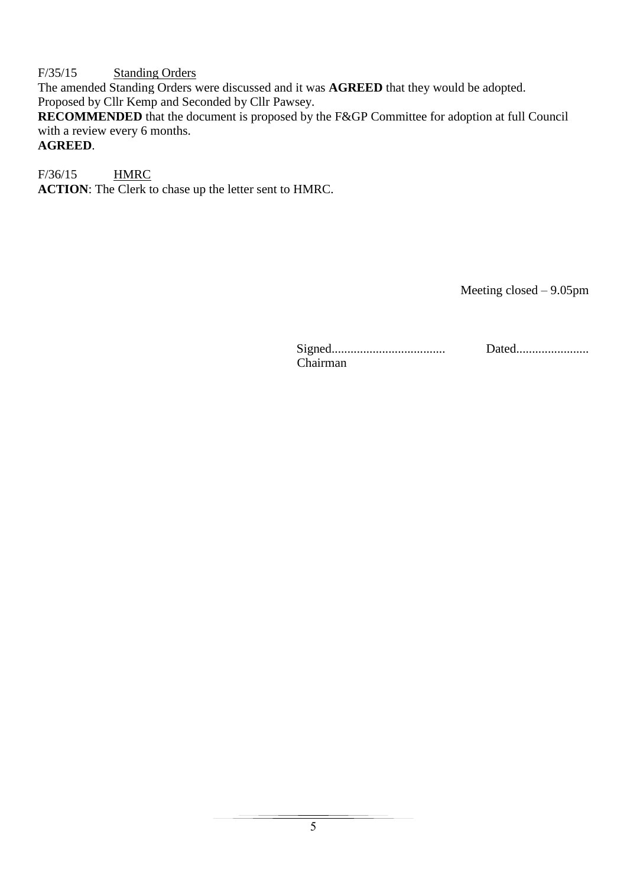F/35/15 Standing Orders

The amended Standing Orders were discussed and it was **AGREED** that they would be adopted.
Proposed by Cllr Kemp and Seconded by Cllr Pawsey.
**RECOMMENDED** that the document is proposed by the F&GP Committee for adoption at full Council with a review every 6 months.
**AGREED**.

F/36/15 HMRC

**ACTION**: The Clerk to chase up the letter sent to HMRC.

Meeting closed – 9.05pm

Signed................................... Dated......................
Chairman